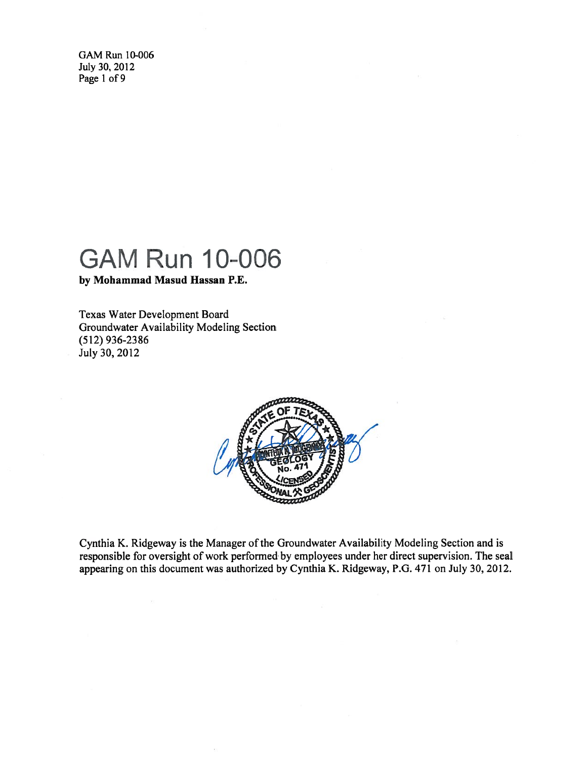# GAM Run 10-006

**by Mohammad Masud Hassan P.E.**

Texas Water Development Board
Groundwater Availability Modeling Section
(512) 936-2386
July 30, 2012

Cynthia K. Ridgeway is the Manager of the Groundwater Availability Modeling Section and is responsible for oversight of work performed by employees under her direct supervision. The seal appearing on this document was authorized by Cynthia K. Ridgeway, P.G. 471 on July 30, 2012.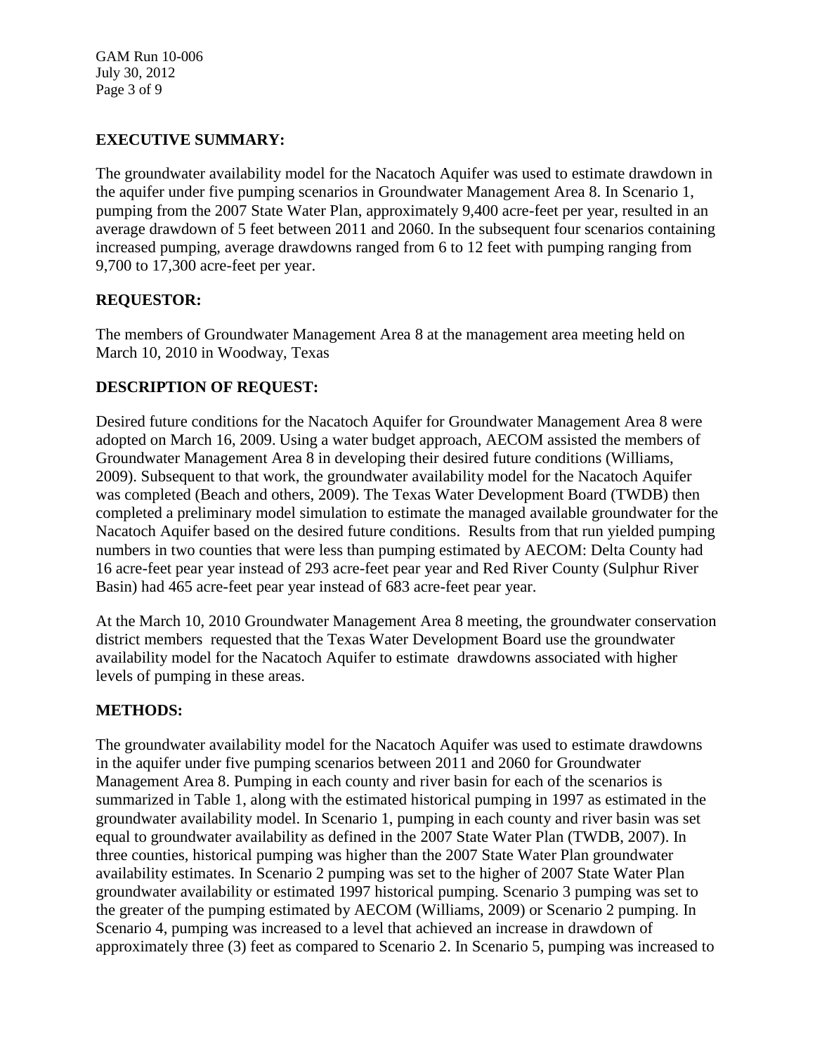## EXECUTIVE SUMMARY:

The groundwater availability model for the Nacatoch Aquifer was used to estimate drawdown in the aquifer under five pumping scenarios in Groundwater Management Area 8. In Scenario 1, pumping from the 2007 State Water Plan, approximately 9,400 acre-feet per year, resulted in an average drawdown of 5 feet between 2011 and 2060. In the subsequent four scenarios containing increased pumping, average drawdowns ranged from 6 to 12 feet with pumping ranging from 9,700 to 17,300 acre-feet per year.

## REQUESTOR:

The members of Groundwater Management Area 8 at the management area meeting held on March 10, 2010 in Woodway, Texas

## DESCRIPTION OF REQUEST:

Desired future conditions for the Nacatoch Aquifer for Groundwater Management Area 8 were adopted on March 16, 2009. Using a water budget approach, AECOM assisted the members of Groundwater Management Area 8 in developing their desired future conditions (Williams, 2009). Subsequent to that work, the groundwater availability model for the Nacatoch Aquifer was completed (Beach and others, 2009). The Texas Water Development Board (TWDB) then completed a preliminary model simulation to estimate the managed available groundwater for the Nacatoch Aquifer based on the desired future conditions. Results from that run yielded pumping numbers in two counties that were less than pumping estimated by AECOM: Delta County had 16 acre-feet pear year instead of 293 acre-feet pear year and Red River County (Sulphur River Basin) had 465 acre-feet pear year instead of 683 acre-feet pear year.

At the March 10, 2010 Groundwater Management Area 8 meeting, the groundwater conservation district members requested that the Texas Water Development Board use the groundwater availability model for the Nacatoch Aquifer to estimate drawdowns associated with higher levels of pumping in these areas.

## METHODS:

The groundwater availability model for the Nacatoch Aquifer was used to estimate drawdowns in the aquifer under five pumping scenarios between 2011 and 2060 for Groundwater Management Area 8. Pumping in each county and river basin for each of the scenarios is summarized in Table 1, along with the estimated historical pumping in 1997 as estimated in the groundwater availability model. In Scenario 1, pumping in each county and river basin was set equal to groundwater availability as defined in the 2007 State Water Plan (TWDB, 2007). In three counties, historical pumping was higher than the 2007 State Water Plan groundwater availability estimates. In Scenario 2 pumping was set to the higher of 2007 State Water Plan groundwater availability or estimated 1997 historical pumping. Scenario 3 pumping was set to the greater of the pumping estimated by AECOM (Williams, 2009) or Scenario 2 pumping. In Scenario 4, pumping was increased to a level that achieved an increase in drawdown of approximately three (3) feet as compared to Scenario 2. In Scenario 5, pumping was increased to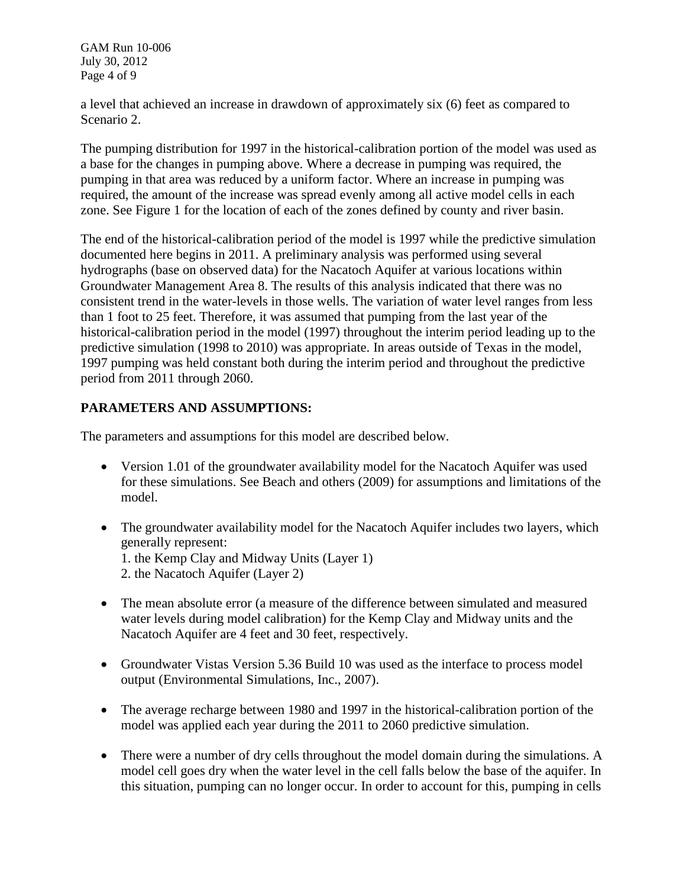a level that achieved an increase in drawdown of approximately six (6) feet as compared to Scenario 2.

The pumping distribution for 1997 in the historical-calibration portion of the model was used as a base for the changes in pumping above. Where a decrease in pumping was required, the pumping in that area was reduced by a uniform factor. Where an increase in pumping was required, the amount of the increase was spread evenly among all active model cells in each zone. See Figure 1 for the location of each of the zones defined by county and river basin.

The end of the historical-calibration period of the model is 1997 while the predictive simulation documented here begins in 2011. A preliminary analysis was performed using several hydrographs (base on observed data) for the Nacatoch Aquifer at various locations within Groundwater Management Area 8. The results of this analysis indicated that there was no consistent trend in the water-levels in those wells. The variation of water level ranges from less than 1 foot to 25 feet. Therefore, it was assumed that pumping from the last year of the historical-calibration period in the model (1997) throughout the interim period leading up to the predictive simulation (1998 to 2010) was appropriate. In areas outside of Texas in the model, 1997 pumping was held constant both during the interim period and throughout the predictive period from 2011 through 2060.

## PARAMETERS AND ASSUMPTIONS:

The parameters and assumptions for this model are described below.

- Version 1.01 of the groundwater availability model for the Nacatoch Aquifer was used for these simulations. See Beach and others (2009) for assumptions and limitations of the model.
- The groundwater availability model for the Nacatoch Aquifer includes two layers, which generally represent:
  1. the Kemp Clay and Midway Units (Layer 1)
  2. the Nacatoch Aquifer (Layer 2)
- The mean absolute error (a measure of the difference between simulated and measured water levels during model calibration) for the Kemp Clay and Midway units and the Nacatoch Aquifer are 4 feet and 30 feet, respectively.
- Groundwater Vistas Version 5.36 Build 10 was used as the interface to process model output (Environmental Simulations, Inc., 2007).
- The average recharge between 1980 and 1997 in the historical-calibration portion of the model was applied each year during the 2011 to 2060 predictive simulation.
- There were a number of dry cells throughout the model domain during the simulations. A model cell goes dry when the water level in the cell falls below the base of the aquifer. In this situation, pumping can no longer occur. In order to account for this, pumping in cells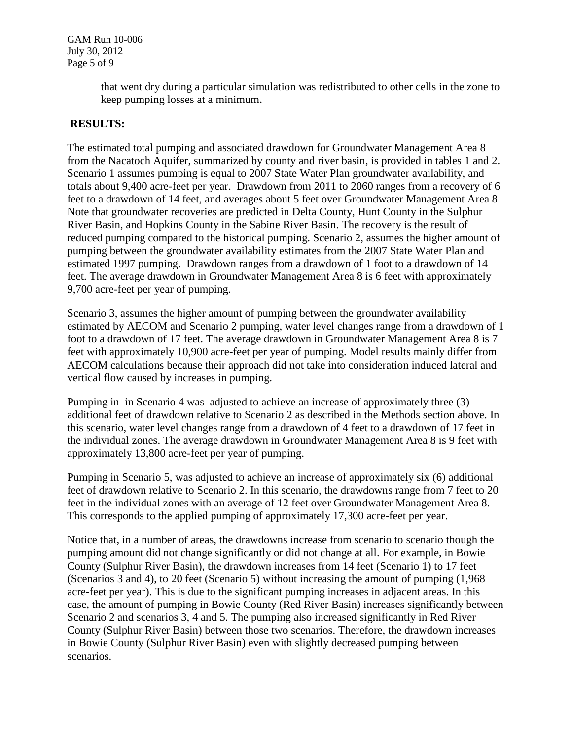that went dry during a particular simulation was redistributed to other cells in the zone to keep pumping losses at a minimum.

## RESULTS:

The estimated total pumping and associated drawdown for Groundwater Management Area 8 from the Nacatoch Aquifer, summarized by county and river basin, is provided in tables 1 and 2. Scenario 1 assumes pumping is equal to 2007 State Water Plan groundwater availability, and totals about 9,400 acre-feet per year. Drawdown from 2011 to 2060 ranges from a recovery of 6 feet to a drawdown of 14 feet, and averages about 5 feet over Groundwater Management Area 8 Note that groundwater recoveries are predicted in Delta County, Hunt County in the Sulphur River Basin, and Hopkins County in the Sabine River Basin. The recovery is the result of reduced pumping compared to the historical pumping. Scenario 2, assumes the higher amount of pumping between the groundwater availability estimates from the 2007 State Water Plan and estimated 1997 pumping. Drawdown ranges from a drawdown of 1 foot to a drawdown of 14 feet. The average drawdown in Groundwater Management Area 8 is 6 feet with approximately 9,700 acre-feet per year of pumping.

Scenario 3, assumes the higher amount of pumping between the groundwater availability estimated by AECOM and Scenario 2 pumping, water level changes range from a drawdown of 1 foot to a drawdown of 17 feet. The average drawdown in Groundwater Management Area 8 is 7 feet with approximately 10,900 acre-feet per year of pumping. Model results mainly differ from AECOM calculations because their approach did not take into consideration induced lateral and vertical flow caused by increases in pumping.

Pumping in in Scenario 4 was adjusted to achieve an increase of approximately three (3) additional feet of drawdown relative to Scenario 2 as described in the Methods section above. In this scenario, water level changes range from a drawdown of 4 feet to a drawdown of 17 feet in the individual zones. The average drawdown in Groundwater Management Area 8 is 9 feet with approximately 13,800 acre-feet per year of pumping.

Pumping in Scenario 5, was adjusted to achieve an increase of approximately six (6) additional feet of drawdown relative to Scenario 2. In this scenario, the drawdowns range from 7 feet to 20 feet in the individual zones with an average of 12 feet over Groundwater Management Area 8. This corresponds to the applied pumping of approximately 17,300 acre-feet per year.

Notice that, in a number of areas, the drawdowns increase from scenario to scenario though the pumping amount did not change significantly or did not change at all. For example, in Bowie County (Sulphur River Basin), the drawdown increases from 14 feet (Scenario 1) to 17 feet (Scenarios 3 and 4), to 20 feet (Scenario 5) without increasing the amount of pumping (1,968 acre-feet per year). This is due to the significant pumping increases in adjacent areas. In this case, the amount of pumping in Bowie County (Red River Basin) increases significantly between Scenario 2 and scenarios 3, 4 and 5. The pumping also increased significantly in Red River County (Sulphur River Basin) between those two scenarios. Therefore, the drawdown increases in Bowie County (Sulphur River Basin) even with slightly decreased pumping between scenarios.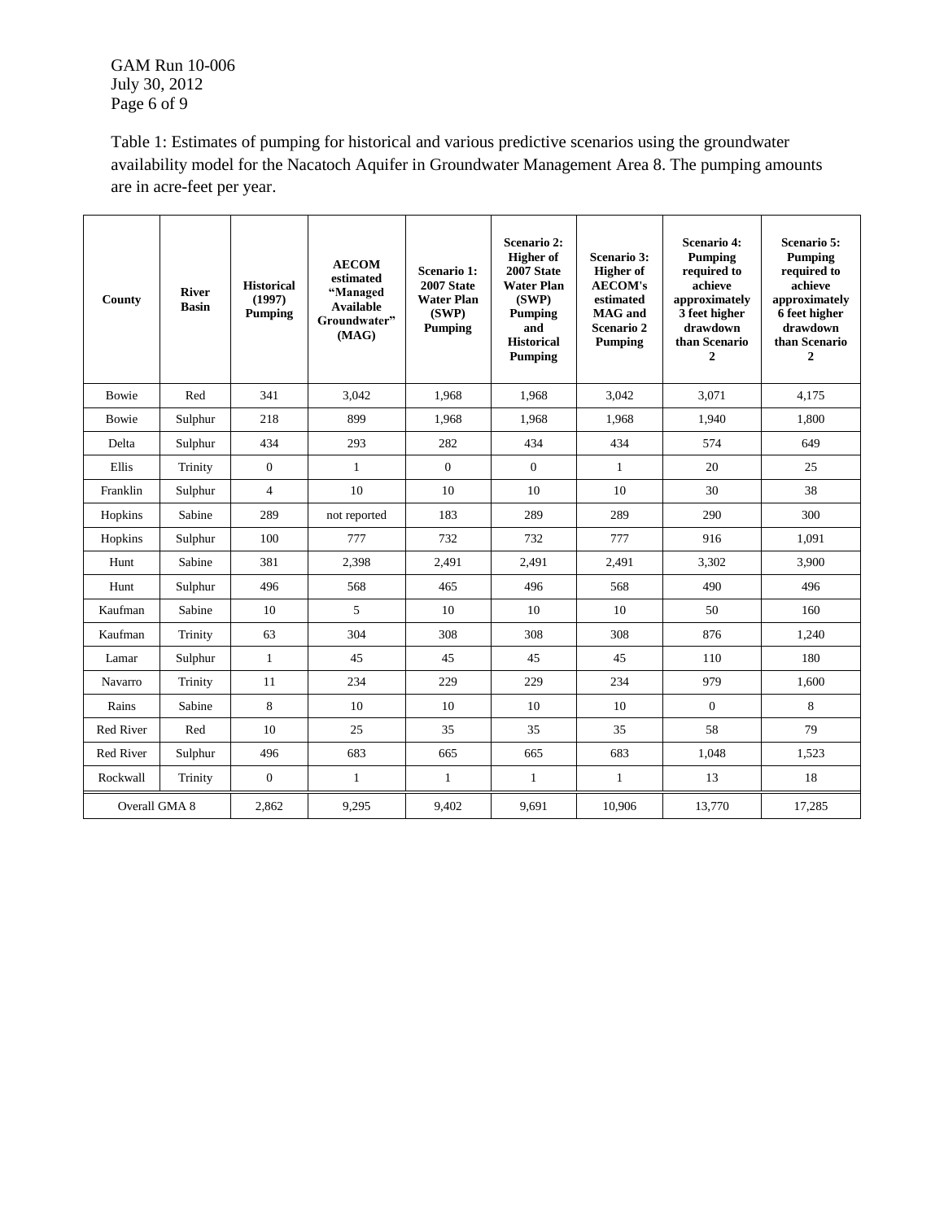Table 1: Estimates of pumping for historical and various predictive scenarios using the groundwater availability model for the Nacatoch Aquifer in Groundwater Management Area 8. The pumping amounts are in acre-feet per year.

| County | River Basin | Historical (1997) Pumping | AECOM estimated "Managed Available Groundwater" (MAG) | Scenario 1: 2007 State Water Plan (SWP) Pumping | Scenario 2: Higher of 2007 State Water Plan (SWP) Pumping and Historical Pumping | Scenario 3: Higher of AECOM's estimated MAG and Scenario 2 Pumping | Scenario 4: Pumping required to achieve approximately 3 feet higher drawdown than Scenario 2 | Scenario 5: Pumping required to achieve approximately 6 feet higher drawdown than Scenario 2 |
|---|---|---|---|---|---|---|---|---|
| Bowie | Red | 341 | 3,042 | 1,968 | 1,968 | 3,042 | 3,071 | 4,175 |
| Bowie | Sulphur | 218 | 899 | 1,968 | 1,968 | 1,968 | 1,940 | 1,800 |
| Delta | Sulphur | 434 | 293 | 282 | 434 | 434 | 574 | 649 |
| Ellis | Trinity | 0 | 1 | 0 | 0 | 1 | 20 | 25 |
| Franklin | Sulphur | 4 | 10 | 10 | 10 | 10 | 30 | 38 |
| Hopkins | Sabine | 289 | not reported | 183 | 289 | 289 | 290 | 300 |
| Hopkins | Sulphur | 100 | 777 | 732 | 732 | 777 | 916 | 1,091 |
| Hunt | Sabine | 381 | 2,398 | 2,491 | 2,491 | 2,491 | 3,302 | 3,900 |
| Hunt | Sulphur | 496 | 568 | 465 | 496 | 568 | 490 | 496 |
| Kaufman | Sabine | 10 | 5 | 10 | 10 | 10 | 50 | 160 |
| Kaufman | Trinity | 63 | 304 | 308 | 308 | 308 | 876 | 1,240 |
| Lamar | Sulphur | 1 | 45 | 45 | 45 | 45 | 110 | 180 |
| Navarro | Trinity | 11 | 234 | 229 | 229 | 234 | 979 | 1,600 |
| Rains | Sabine | 8 | 10 | 10 | 10 | 10 | 0 | 8 |
| Red River | Red | 10 | 25 | 35 | 35 | 35 | 58 | 79 |
| Red River | Sulphur | 496 | 683 | 665 | 665 | 683 | 1,048 | 1,523 |
| Rockwall | Trinity | 0 | 1 | 1 | 1 | 1 | 13 | 18 |
| Overall GMA 8 | | 2,862 | 9,295 | 9,402 | 9,691 | 10,906 | 13,770 | 17,285 |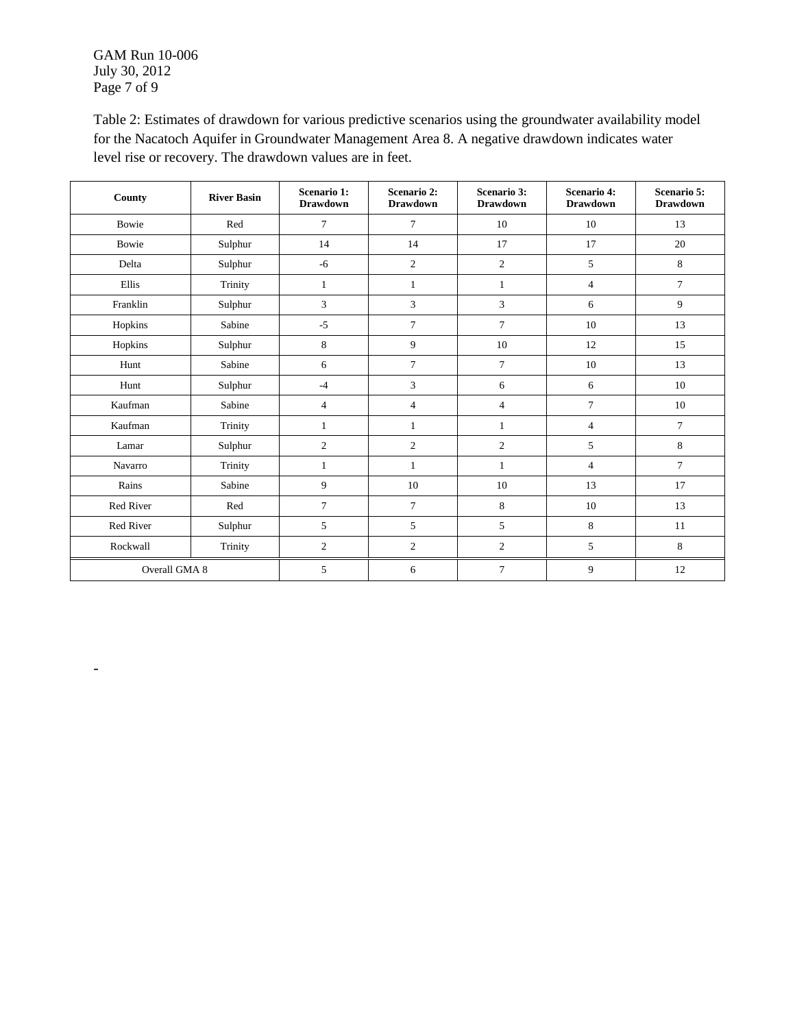Table 2: Estimates of drawdown for various predictive scenarios using the groundwater availability model for the Nacatoch Aquifer in Groundwater Management Area 8. A negative drawdown indicates water level rise or recovery. The drawdown values are in feet.

| County | River Basin | Scenario 1: Drawdown | Scenario 2: Drawdown | Scenario 3: Drawdown | Scenario 4: Drawdown | Scenario 5: Drawdown |
|---|---|---|---|---|---|---|
| Bowie | Red | 7 | 7 | 10 | 10 | 13 |
| Bowie | Sulphur | 14 | 14 | 17 | 17 | 20 |
| Delta | Sulphur | -6 | 2 | 2 | 5 | 8 |
| Ellis | Trinity | 1 | 1 | 1 | 4 | 7 |
| Franklin | Sulphur | 3 | 3 | 3 | 6 | 9 |
| Hopkins | Sabine | -5 | 7 | 7 | 10 | 13 |
| Hopkins | Sulphur | 8 | 9 | 10 | 12 | 15 |
| Hunt | Sabine | 6 | 7 | 7 | 10 | 13 |
| Hunt | Sulphur | -4 | 3 | 6 | 6 | 10 |
| Kaufman | Sabine | 4 | 4 | 4 | 7 | 10 |
| Kaufman | Trinity | 1 | 1 | 1 | 4 | 7 |
| Lamar | Sulphur | 2 | 2 | 2 | 5 | 8 |
| Navarro | Trinity | 1 | 1 | 1 | 4 | 7 |
| Rains | Sabine | 9 | 10 | 10 | 13 | 17 |
| Red River | Red | 7 | 7 | 8 | 10 | 13 |
| Red River | Sulphur | 5 | 5 | 5 | 8 | 11 |
| Rockwall | Trinity | 2 | 2 | 2 | 5 | 8 |
| Overall GMA 8 | | 5 | 6 | 7 | 9 | 12 |

-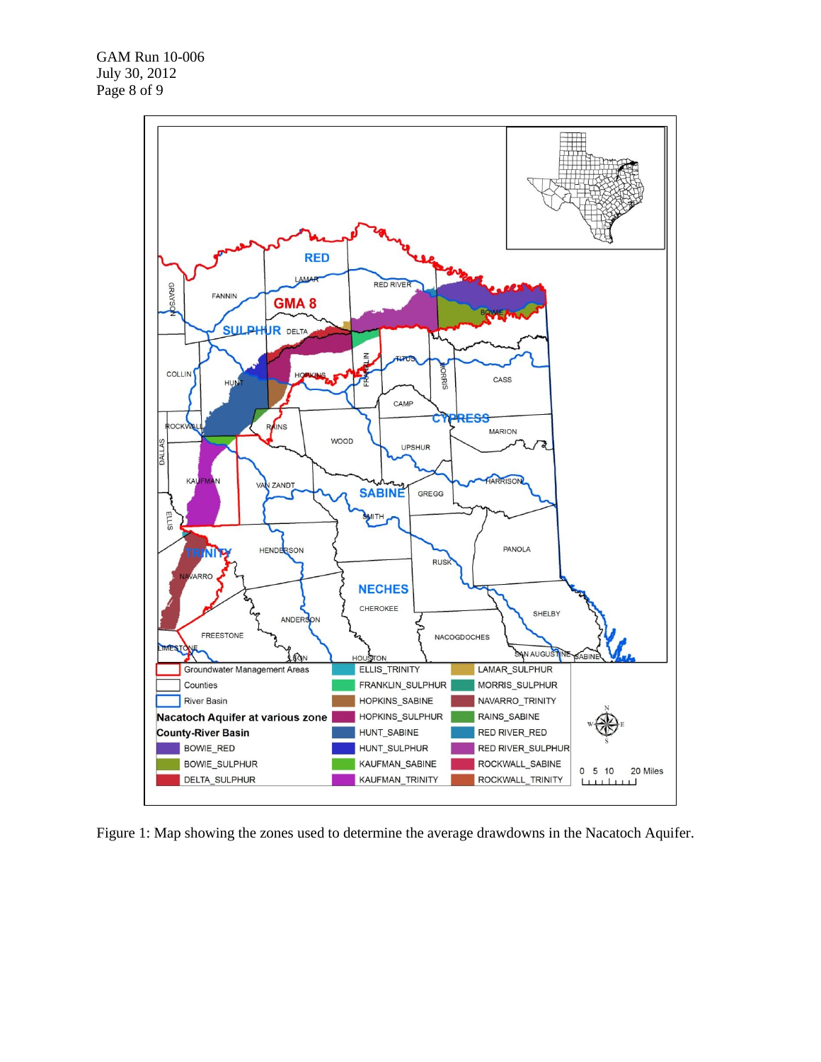Figure 1: Map showing the zones used to determine the average drawdowns in the Nacatoch Aquifer.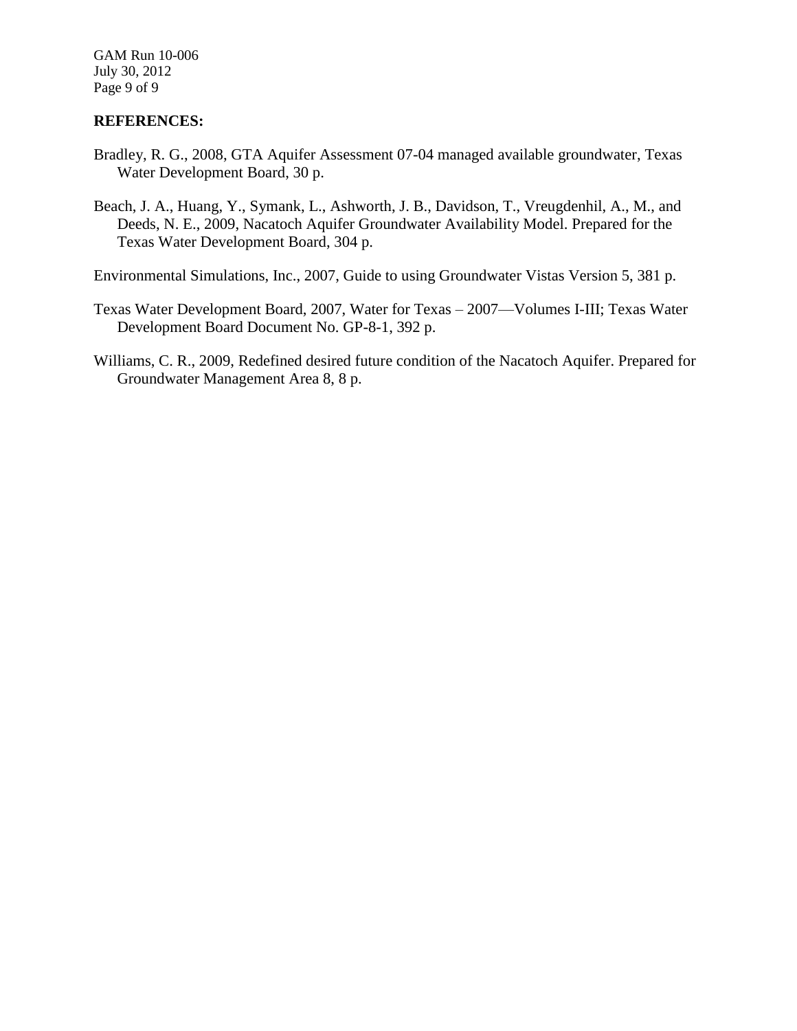**REFERENCES:**

Bradley, R. G., 2008, GTA Aquifer Assessment 07-04 managed available groundwater, Texas Water Development Board, 30 p.

Beach, J. A., Huang, Y., Symank, L., Ashworth, J. B., Davidson, T., Vreugdenhil, A., M., and Deeds, N. E., 2009, Nacatoch Aquifer Groundwater Availability Model. Prepared for the Texas Water Development Board, 304 p.

Environmental Simulations, Inc., 2007, Guide to using Groundwater Vistas Version 5, 381 p.

Texas Water Development Board, 2007, Water for Texas – 2007—Volumes I-III; Texas Water Development Board Document No. GP-8-1, 392 p.

Williams, C. R., 2009, Redefined desired future condition of the Nacatoch Aquifer. Prepared for Groundwater Management Area 8, 8 p.